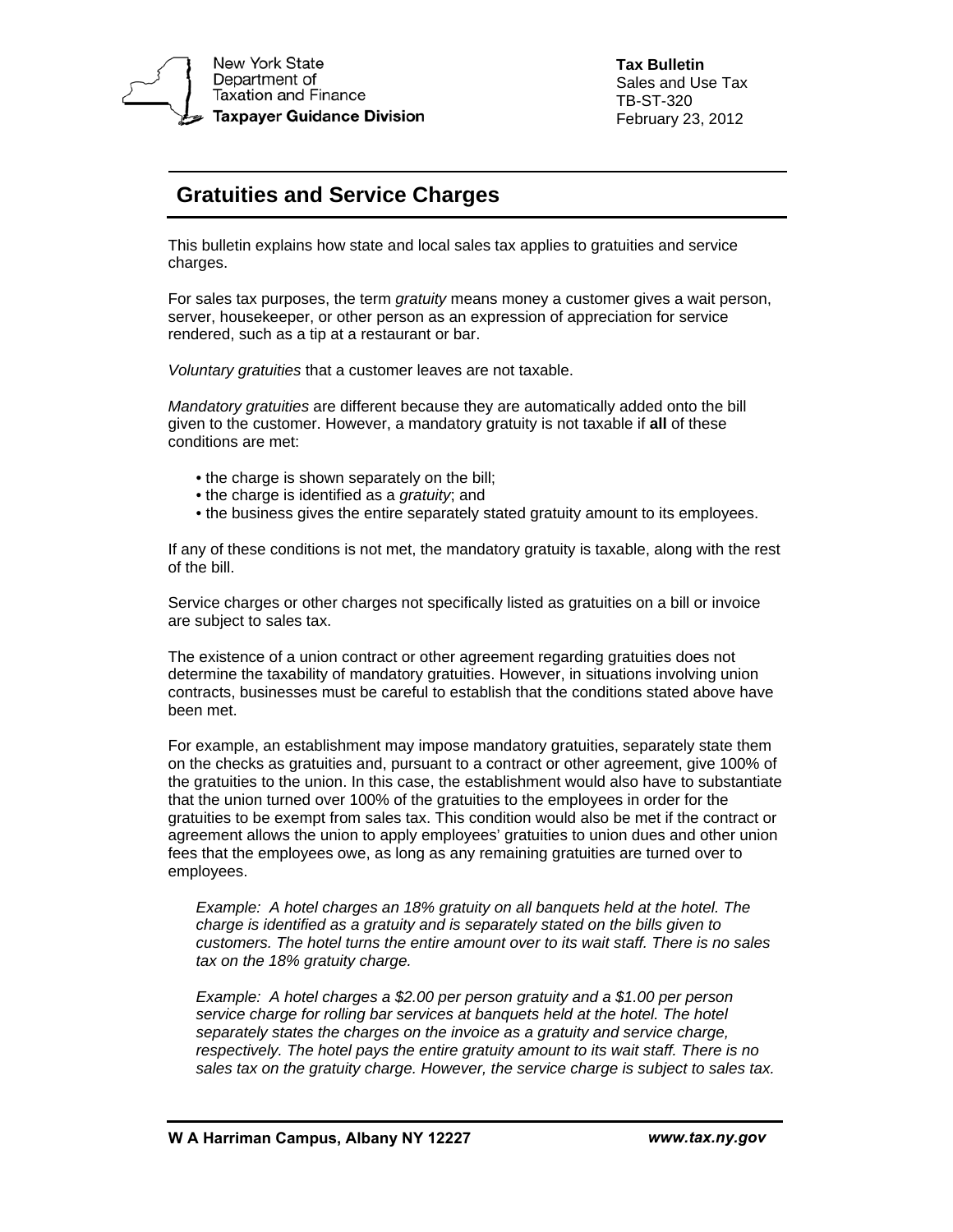New York State Department of Taxation and Finance
**Taxpayer Guidance Division**

**Tax Bulletin**
Sales and Use Tax
TB-ST-320
February 23, 2012

# Gratuities and Service Charges

This bulletin explains how state and local sales tax applies to gratuities and service charges.

For sales tax purposes, the term *gratuity* means money a customer gives a wait person, server, housekeeper, or other person as an expression of appreciation for service rendered, such as a tip at a restaurant or bar.

*Voluntary gratuities* that a customer leaves are not taxable.

*Mandatory gratuities* are different because they are automatically added onto the bill given to the customer. However, a mandatory gratuity is not taxable if **all** of these conditions are met:

- the charge is shown separately on the bill;
- the charge is identified as a *gratuity*; and
- the business gives the entire separately stated gratuity amount to its employees.

If any of these conditions is not met, the mandatory gratuity is taxable, along with the rest of the bill.

Service charges or other charges not specifically listed as gratuities on a bill or invoice are subject to sales tax.

The existence of a union contract or other agreement regarding gratuities does not determine the taxability of mandatory gratuities. However, in situations involving union contracts, businesses must be careful to establish that the conditions stated above have been met.

For example, an establishment may impose mandatory gratuities, separately state them on the checks as gratuities and, pursuant to a contract or other agreement, give 100% of the gratuities to the union. In this case, the establishment would also have to substantiate that the union turned over 100% of the gratuities to the employees in order for the gratuities to be exempt from sales tax. This condition would also be met if the contract or agreement allows the union to apply employees' gratuities to union dues and other union fees that the employees owe, as long as any remaining gratuities are turned over to employees.

> *Example: A hotel charges an 18% gratuity on all banquets held at the hotel. The charge is identified as a gratuity and is separately stated on the bills given to customers. The hotel turns the entire amount over to its wait staff. There is no sales tax on the 18% gratuity charge.*

> *Example: A hotel charges a $2.00 per person gratuity and a $1.00 per person service charge for rolling bar services at banquets held at the hotel. The hotel separately states the charges on the invoice as a gratuity and service charge, respectively. The hotel pays the entire gratuity amount to its wait staff. There is no sales tax on the gratuity charge. However, the service charge is subject to sales tax.*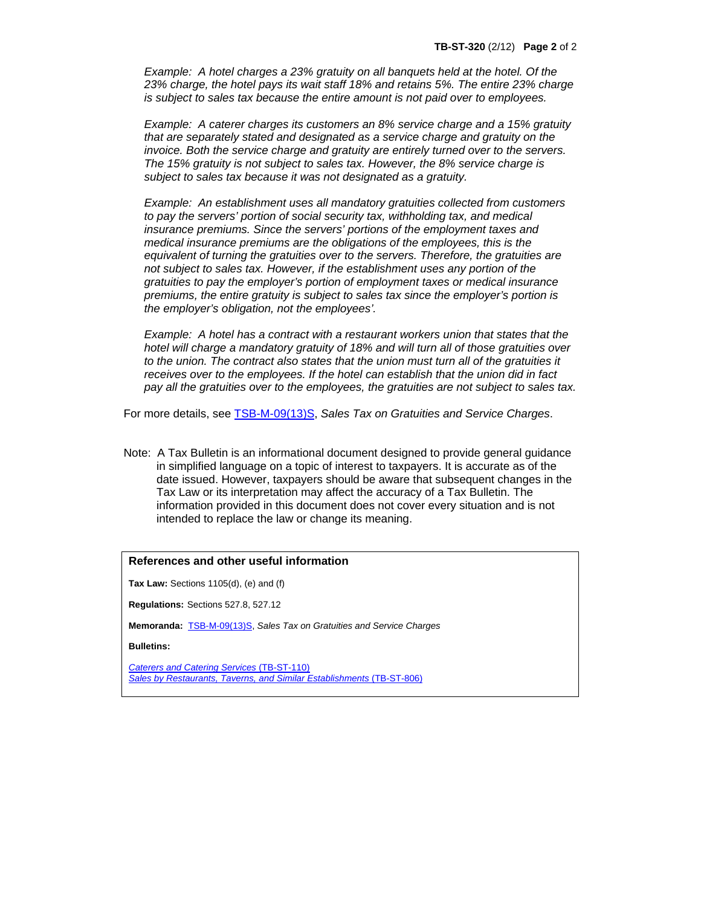*Example: A hotel charges a 23% gratuity on all banquets held at the hotel. Of the 23% charge, the hotel pays its wait staff 18% and retains 5%. The entire 23% charge is subject to sales tax because the entire amount is not paid over to employees.*

*Example: A caterer charges its customers an 8% service charge and a 15% gratuity that are separately stated and designated as a service charge and gratuity on the invoice. Both the service charge and gratuity are entirely turned over to the servers. The 15% gratuity is not subject to sales tax. However, the 8% service charge is subject to sales tax because it was not designated as a gratuity.*

*Example: An establishment uses all mandatory gratuities collected from customers to pay the servers' portion of social security tax, withholding tax, and medical insurance premiums. Since the servers' portions of the employment taxes and medical insurance premiums are the obligations of the employees, this is the equivalent of turning the gratuities over to the servers. Therefore, the gratuities are not subject to sales tax. However, if the establishment uses any portion of the gratuities to pay the employer's portion of employment taxes or medical insurance premiums, the entire gratuity is subject to sales tax since the employer's portion is the employer's obligation, not the employees'.*

*Example: A hotel has a contract with a restaurant workers union that states that the hotel will charge a mandatory gratuity of 18% and will turn all of those gratuities over to the union. The contract also states that the union must turn all of the gratuities it receives over to the employees. If the hotel can establish that the union did in fact pay all the gratuities over to the employees, the gratuities are not subject to sales tax.*

For more details, see TSB-M-09(13)S, *Sales Tax on Gratuities and Service Charges*.

Note: A Tax Bulletin is an informational document designed to provide general guidance in simplified language on a topic of interest to taxpayers. It is accurate as of the date issued. However, taxpayers should be aware that subsequent changes in the Tax Law or its interpretation may affect the accuracy of a Tax Bulletin. The information provided in this document does not cover every situation and is not intended to replace the law or change its meaning.

**References and other useful information**

**Tax Law:** Sections 1105(d), (e) and (f)

**Regulations:** Sections 527.8, 527.12

**Memoranda:** TSB-M-09(13)S, *Sales Tax on Gratuities and Service Charges*

**Bulletins:**

*Caterers and Catering Services* (TB-ST-110)
*Sales by Restaurants, Taverns, and Similar Establishments* (TB-ST-806)